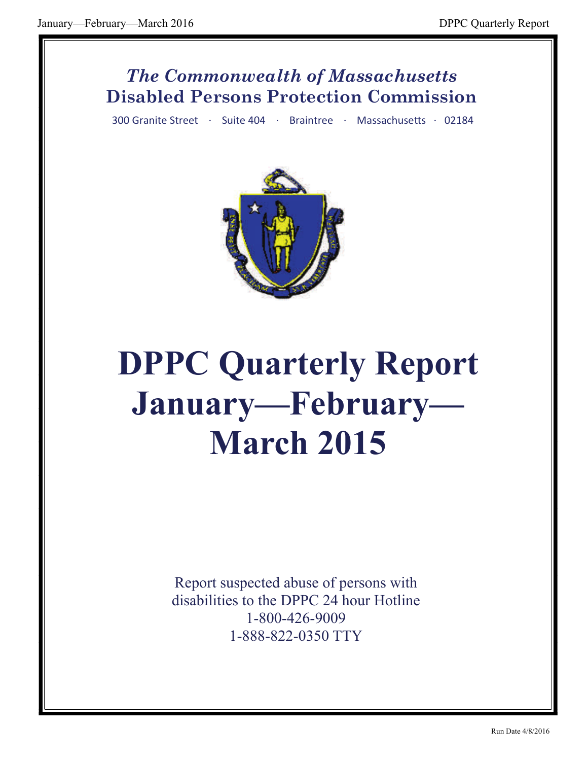*The Commonwealth of Massachusetts*

**Disabled Persons Protection Commission**

300 Granite Street · Suite 404 · Braintree · Massachusetts · 02184

# DPPC Quarterly Report January—February—March 2015

Report suspected abuse of persons with disabilities to the DPPC 24 hour Hotline
1-800-426-9009
1-888-822-0350 TTY

Run Date 4/8/2016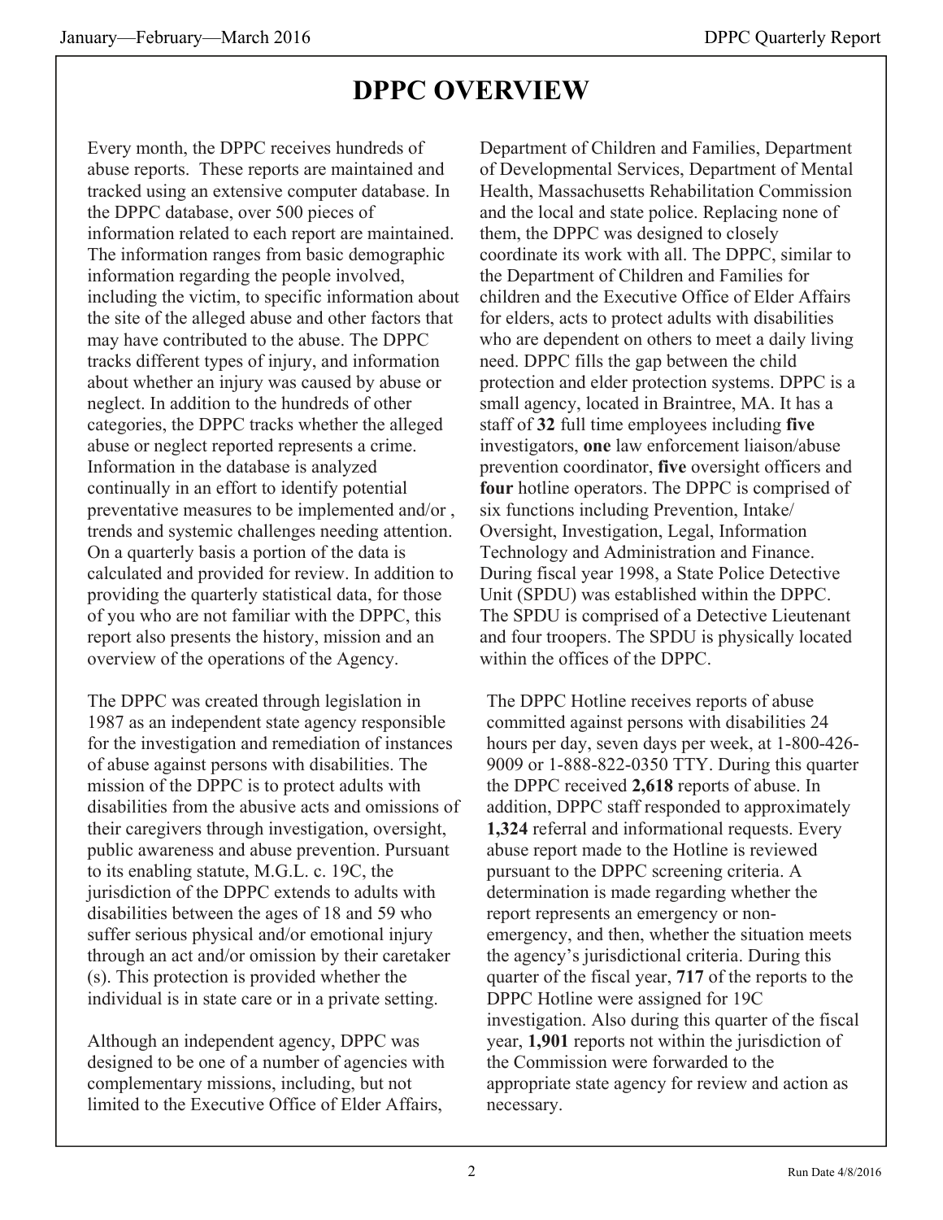# DPPC OVERVIEW

Every month, the DPPC receives hundreds of abuse reports. These reports are maintained and tracked using an extensive computer database. In the DPPC database, over 500 pieces of information related to each report are maintained. The information ranges from basic demographic information regarding the people involved, including the victim, to specific information about the site of the alleged abuse and other factors that may have contributed to the abuse. The DPPC tracks different types of injury, and information about whether an injury was caused by abuse or neglect. In addition to the hundreds of other categories, the DPPC tracks whether the alleged abuse or neglect reported represents a crime. Information in the database is analyzed continually in an effort to identify potential preventative measures to be implemented and/or , trends and systemic challenges needing attention. On a quarterly basis a portion of the data is calculated and provided for review. In addition to providing the quarterly statistical data, for those of you who are not familiar with the DPPC, this report also presents the history, mission and an overview of the operations of the Agency.

The DPPC was created through legislation in 1987 as an independent state agency responsible for the investigation and remediation of instances of abuse against persons with disabilities. The mission of the DPPC is to protect adults with disabilities from the abusive acts and omissions of their caregivers through investigation, oversight, public awareness and abuse prevention. Pursuant to its enabling statute, M.G.L. c. 19C, the jurisdiction of the DPPC extends to adults with disabilities between the ages of 18 and 59 who suffer serious physical and/or emotional injury through an act and/or omission by their caretaker (s). This protection is provided whether the individual is in state care or in a private setting.

Although an independent agency, DPPC was designed to be one of a number of agencies with complementary missions, including, but not limited to the Executive Office of Elder Affairs, Department of Children and Families, Department of Developmental Services, Department of Mental Health, Massachusetts Rehabilitation Commission and the local and state police. Replacing none of them, the DPPC was designed to closely coordinate its work with all. The DPPC, similar to the Department of Children and Families for children and the Executive Office of Elder Affairs for elders, acts to protect adults with disabilities who are dependent on others to meet a daily living need. DPPC fills the gap between the child protection and elder protection systems. DPPC is a small agency, located in Braintree, MA. It has a staff of **32** full time employees including **five** investigators, **one** law enforcement liaison/abuse prevention coordinator, **five** oversight officers and **four** hotline operators. The DPPC is comprised of six functions including Prevention, Intake/ Oversight, Investigation, Legal, Information Technology and Administration and Finance. During fiscal year 1998, a State Police Detective Unit (SPDU) was established within the DPPC. The SPDU is comprised of a Detective Lieutenant and four troopers. The SPDU is physically located within the offices of the DPPC.

The DPPC Hotline receives reports of abuse committed against persons with disabilities 24 hours per day, seven days per week, at 1-800-426-9009 or 1-888-822-0350 TTY. During this quarter the DPPC received **2,618** reports of abuse. In addition, DPPC staff responded to approximately **1,324** referral and informational requests. Every abuse report made to the Hotline is reviewed pursuant to the DPPC screening criteria. A determination is made regarding whether the report represents an emergency or non-emergency, and then, whether the situation meets the agency's jurisdictional criteria. During this quarter of the fiscal year, **717** of the reports to the DPPC Hotline were assigned for 19C investigation. Also during this quarter of the fiscal year, **1,901** reports not within the jurisdiction of the Commission were forwarded to the appropriate state agency for review and action as necessary.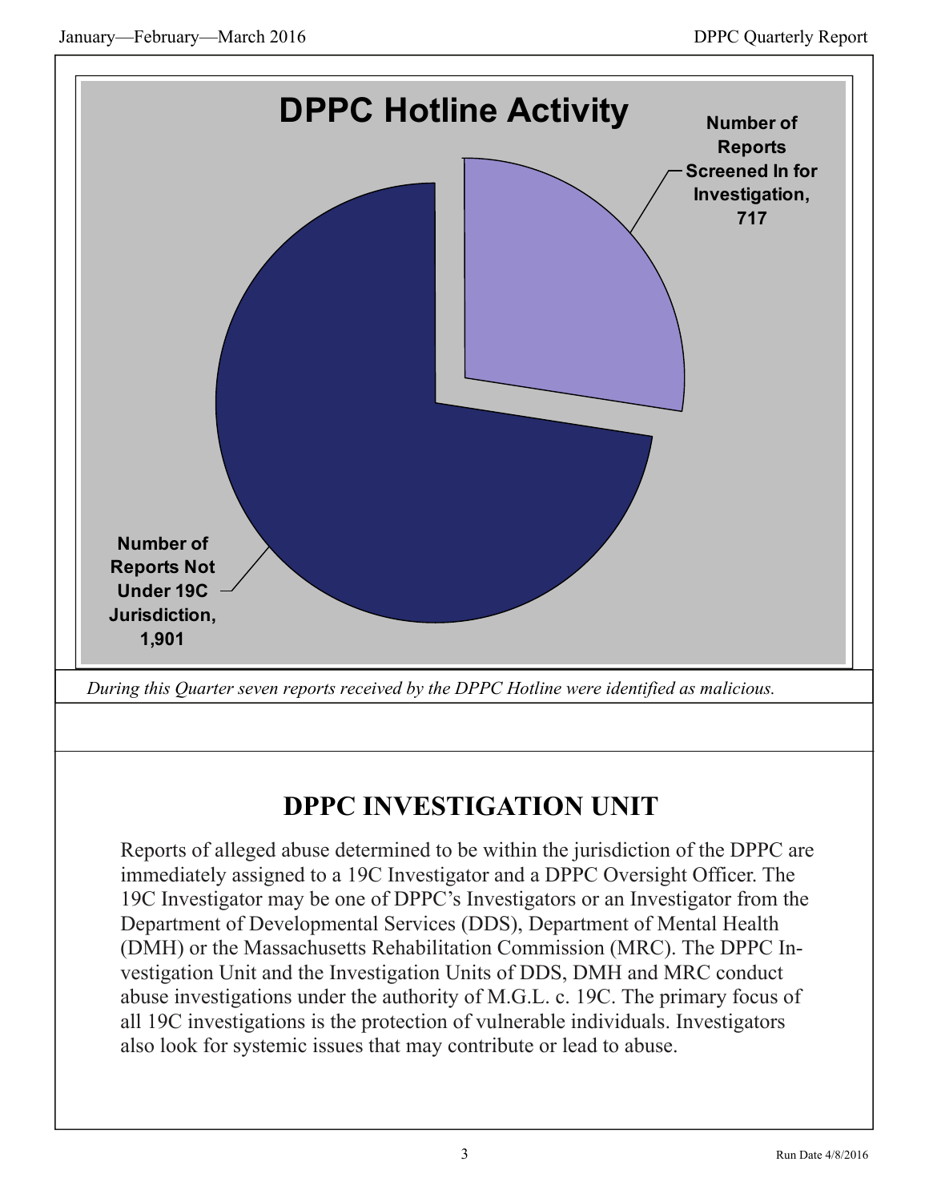## DPPC Hotline Activity

Number of Reports Screened In for Investigation, 717

Number of Reports Not Under 19C Jurisdiction, 1,901

*During this Quarter seven reports received by the DPPC Hotline were identified as malicious.*

# DPPC INVESTIGATION UNIT

Reports of alleged abuse determined to be within the jurisdiction of the DPPC are immediately assigned to a 19C Investigator and a DPPC Oversight Officer. The 19C Investigator may be one of DPPC's Investigators or an Investigator from the Department of Developmental Services (DDS), Department of Mental Health (DMH) or the Massachusetts Rehabilitation Commission (MRC). The DPPC Investigation Unit and the Investigation Units of DDS, DMH and MRC conduct abuse investigations under the authority of M.G.L. c. 19C. The primary focus of all 19C investigations is the protection of vulnerable individuals. Investigators also look for systemic issues that may contribute or lead to abuse.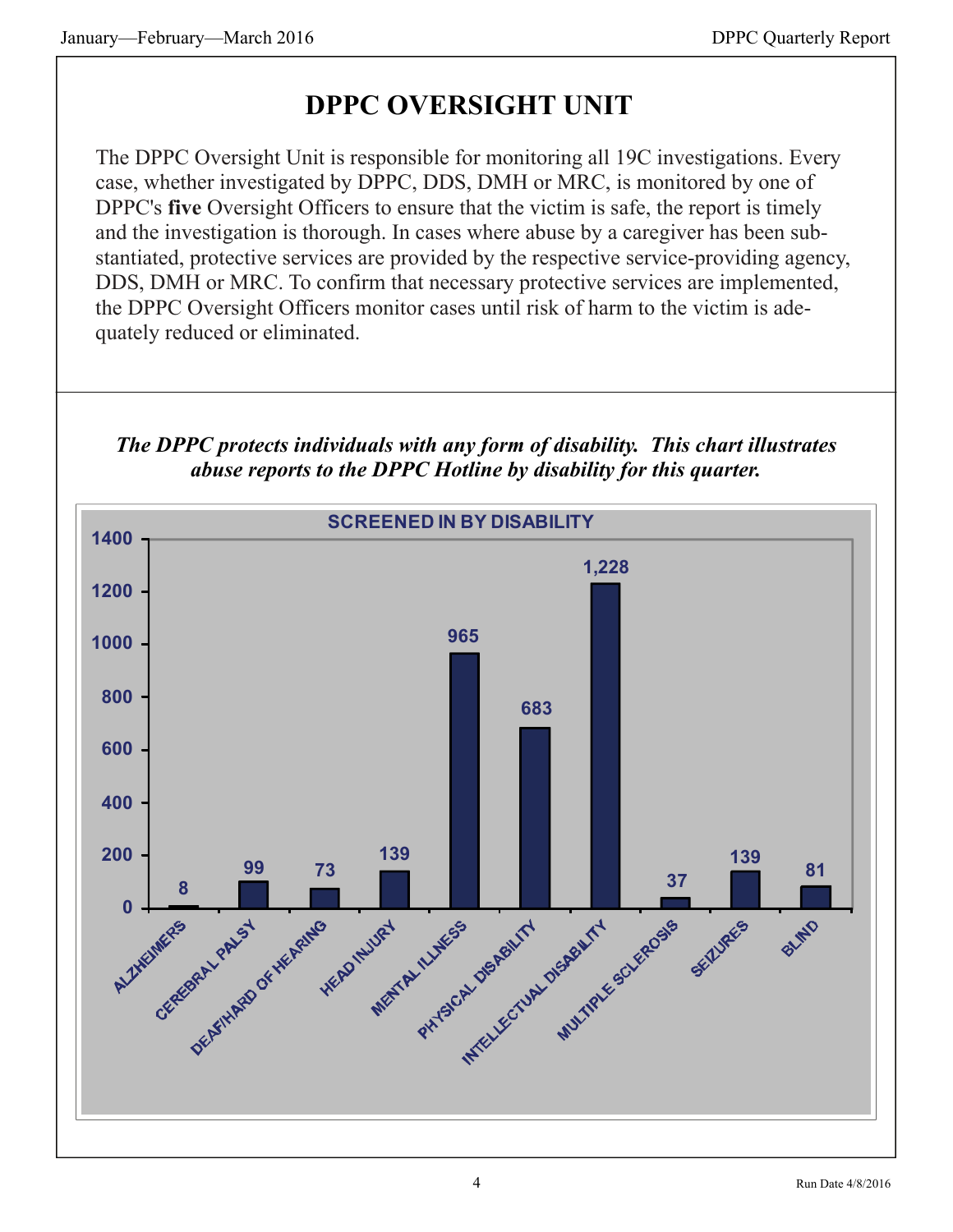# DPPC OVERSIGHT UNIT

The DPPC Oversight Unit is responsible for monitoring all 19C investigations. Every case, whether investigated by DPPC, DDS, DMH or MRC, is monitored by one of DPPC's **five** Oversight Officers to ensure that the victim is safe, the report is timely and the investigation is thorough. In cases where abuse by a caregiver has been substantiated, protective services are provided by the respective service-providing agency, DDS, DMH or MRC. To confirm that necessary protective services are implemented, the DPPC Oversight Officers monitor cases until risk of harm to the victim is adequately reduced or eliminated.

***The DPPC protects individuals with any form of disability. This chart illustrates abuse reports to the DPPC Hotline by disability for this quarter.***

**SCREENED IN BY DISABILITY**

| Disability | Count |
| --- | --- |
| ALZHEIMERS | 8 |
| CEREBRAL PALSY | 99 |
| DEAF/HARD OF HEARING | 73 |
| HEAD INJURY | 139 |
| MENTAL ILLNESS | 965 |
| PHYSICAL DISABILITY | 683 |
| INTELLECTUAL DISABILITY | 1,228 |
| MULTIPLE SCLEROSIS | 37 |
| SEIZURES | 139 |
| BLIND | 81 |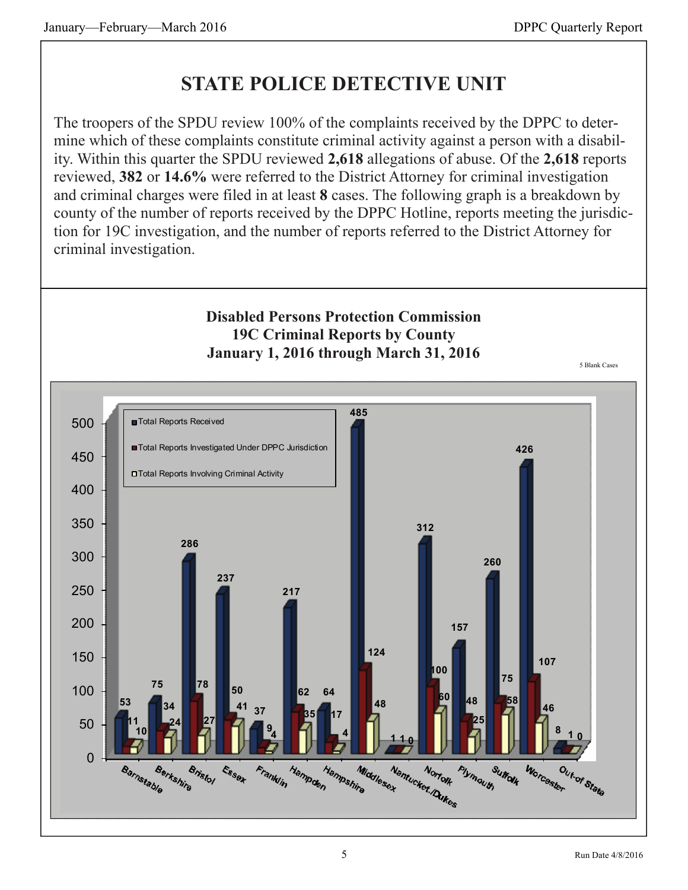# STATE POLICE DETECTIVE UNIT

The troopers of the SPDU review 100% of the complaints received by the DPPC to determine which of these complaints constitute criminal activity against a person with a disability. Within this quarter the SPDU reviewed **2,618** allegations of abuse. Of the **2,618** reports reviewed, **382** or **14.6%** were referred to the District Attorney for criminal investigation and criminal charges were filed in at least **8** cases. The following graph is a breakdown by county of the number of reports received by the DPPC Hotline, reports meeting the jurisdiction for 19C investigation, and the number of reports referred to the District Attorney for criminal investigation.

**Disabled Persons Protection Commission**
**19C Criminal Reports by County**
**January 1, 2016 through March 31, 2016**

5 Blank Cases

| County | Total Reports Received | Total Reports Investigated Under DPPC Jurisdiction | Total Reports Involving Criminal Activity |
|---|---|---|---|
| Barnstable | 53 | 11 | 10 |
| Berkshire | 75 | 34 | 24 |
| Bristol | 286 | 78 | 27 |
| Essex | 237 | 50 | 41 |
| Franklin | 37 | 9 | 4 |
| Hampden | 217 | 62 | 35 |
| Hampshire | 64 | 17 | 4 |
| Middlesex | 485 | 124 | 48 |
| Nantucket/Dukes | 1 | 1 | 0 |
| Norfolk | 312 | 100 | 60 |
| Plymouth | 157 | 48 | 25 |
| Suffolk | 260 | 75 | 58 |
| Worcester | 426 | 107 | 46 |
| Out-of State | 8 | 1 | 0 |

Run Date 4/8/2016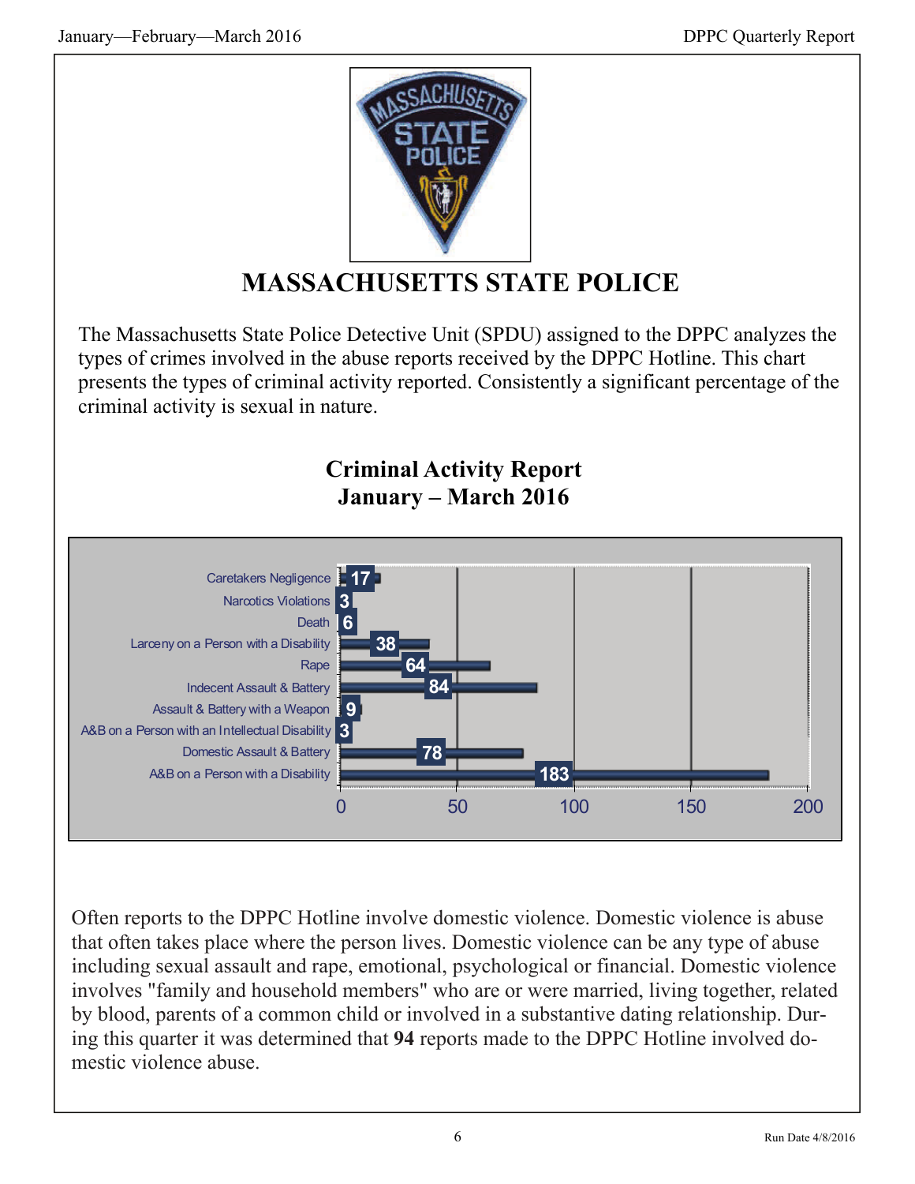# MASSACHUSETTS STATE POLICE

The Massachusetts State Police Detective Unit (SPDU) assigned to the DPPC analyzes the types of crimes involved in the abuse reports received by the DPPC Hotline. This chart presents the types of criminal activity reported. Consistently a significant percentage of the criminal activity is sexual in nature.

## Criminal Activity Report
## January – March 2016

| Criminal Activity | Count |
|---|---|
| Caretakers Negligence | 17 |
| Narcotics Violations | 3 |
| Death | 6 |
| Larceny on a Person with a Disability | 38 |
| Rape | 64 |
| Indecent Assault & Battery | 84 |
| Assault & Battery with a Weapon | 9 |
| A&B on a Person with an Intellectual Disability | 3 |
| Domestic Assault & Battery | 78 |
| A&B on a Person with a Disability | 183 |

Often reports to the DPPC Hotline involve domestic violence. Domestic violence is abuse that often takes place where the person lives. Domestic violence can be any type of abuse including sexual assault and rape, emotional, psychological or financial. Domestic violence involves "family and household members" who are or were married, living together, related by blood, parents of a common child or involved in a substantive dating relationship. During this quarter it was determined that **94** reports made to the DPPC Hotline involved domestic violence abuse.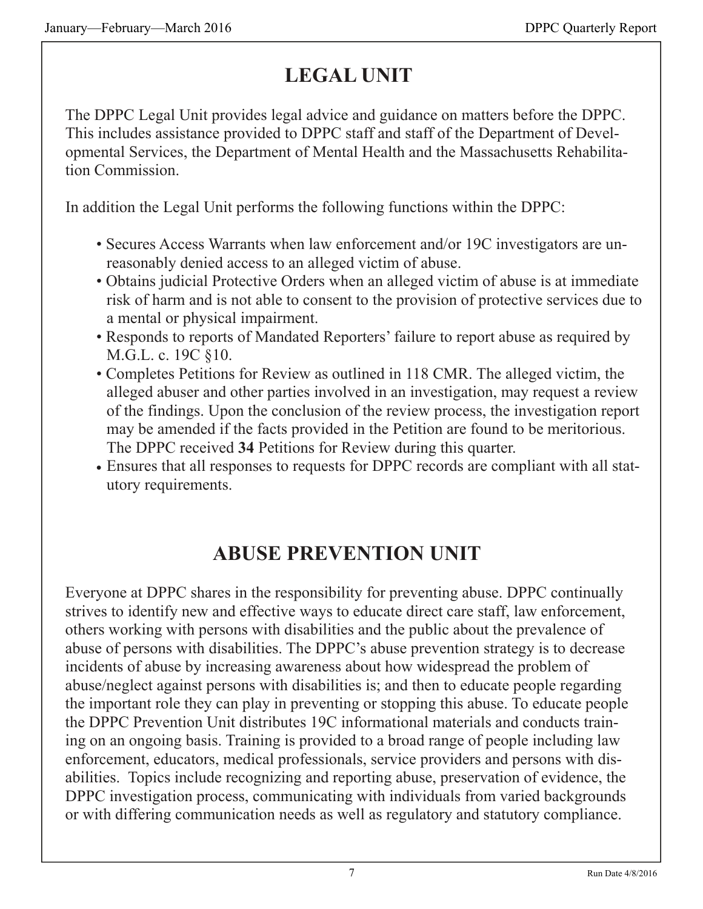# LEGAL UNIT

The DPPC Legal Unit provides legal advice and guidance on matters before the DPPC. This includes assistance provided to DPPC staff and staff of the Department of Developmental Services, the Department of Mental Health and the Massachusetts Rehabilitation Commission.

In addition the Legal Unit performs the following functions within the DPPC:

- Secures Access Warrants when law enforcement and/or 19C investigators are unreasonably denied access to an alleged victim of abuse.
- Obtains judicial Protective Orders when an alleged victim of abuse is at immediate risk of harm and is not able to consent to the provision of protective services due to a mental or physical impairment.
- Responds to reports of Mandated Reporters' failure to report abuse as required by M.G.L. c. 19C §10.
- Completes Petitions for Review as outlined in 118 CMR. The alleged victim, the alleged abuser and other parties involved in an investigation, may request a review of the findings. Upon the conclusion of the review process, the investigation report may be amended if the facts provided in the Petition are found to be meritorious. The DPPC received **34** Petitions for Review during this quarter.
- Ensures that all responses to requests for DPPC records are compliant with all statutory requirements.

# ABUSE PREVENTION UNIT

Everyone at DPPC shares in the responsibility for preventing abuse. DPPC continually strives to identify new and effective ways to educate direct care staff, law enforcement, others working with persons with disabilities and the public about the prevalence of abuse of persons with disabilities. The DPPC's abuse prevention strategy is to decrease incidents of abuse by increasing awareness about how widespread the problem of abuse/neglect against persons with disabilities is; and then to educate people regarding the important role they can play in preventing or stopping this abuse. To educate people the DPPC Prevention Unit distributes 19C informational materials and conducts training on an ongoing basis. Training is provided to a broad range of people including law enforcement, educators, medical professionals, service providers and persons with disabilities. Topics include recognizing and reporting abuse, preservation of evidence, the DPPC investigation process, communicating with individuals from varied backgrounds or with differing communication needs as well as regulatory and statutory compliance.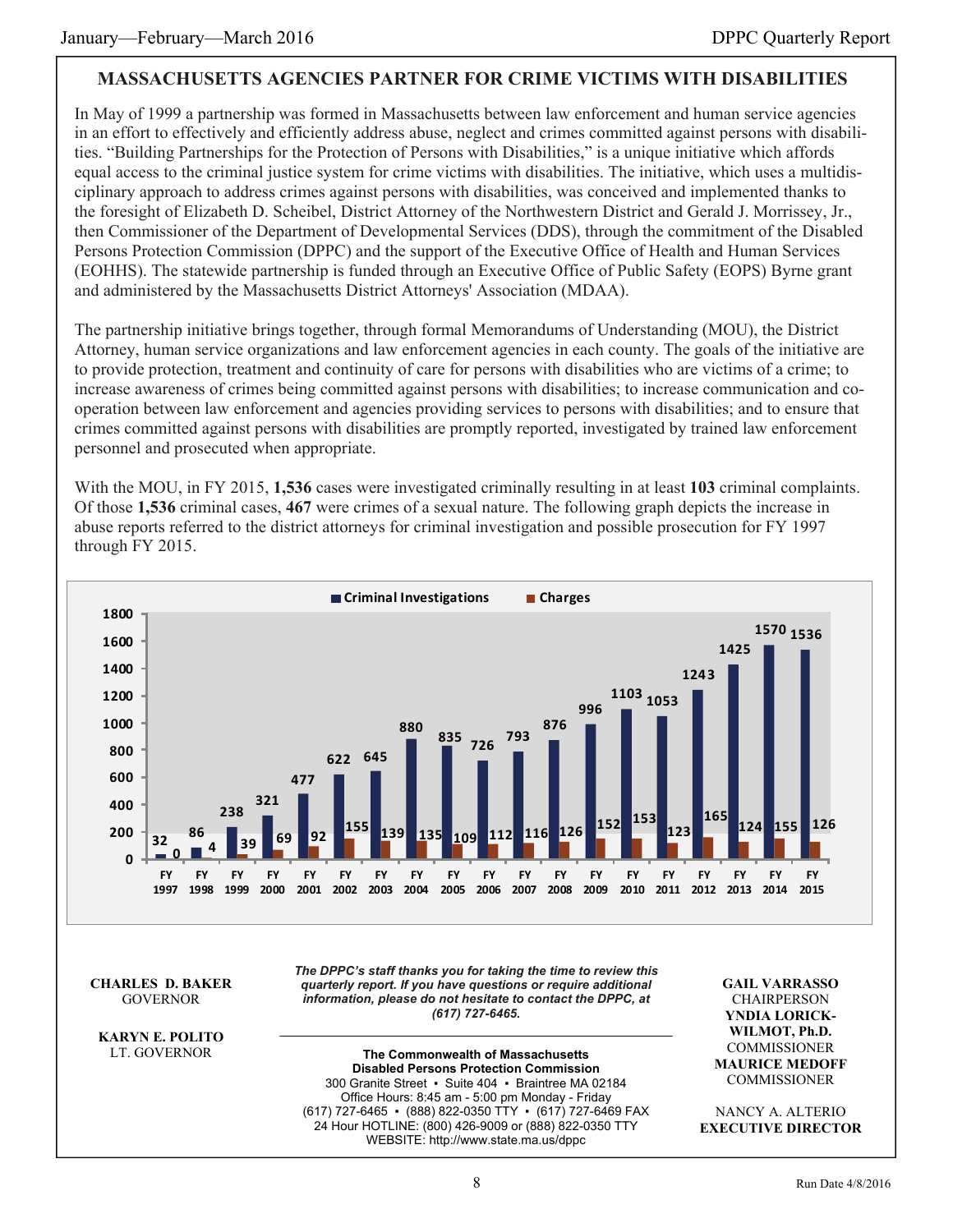## MASSACHUSETTS AGENCIES PARTNER FOR CRIME VICTIMS WITH DISABILITIES

In May of 1999 a partnership was formed in Massachusetts between law enforcement and human service agencies in an effort to effectively and efficiently address abuse, neglect and crimes committed against persons with disabilities. "Building Partnerships for the Protection of Persons with Disabilities," is a unique initiative which affords equal access to the criminal justice system for crime victims with disabilities. The initiative, which uses a multidisciplinary approach to address crimes against persons with disabilities, was conceived and implemented thanks to the foresight of Elizabeth D. Scheibel, District Attorney of the Northwestern District and Gerald J. Morrissey, Jr., then Commissioner of the Department of Developmental Services (DDS), through the commitment of the Disabled Persons Protection Commission (DPPC) and the support of the Executive Office of Health and Human Services (EOHHS). The statewide partnership is funded through an Executive Office of Public Safety (EOPS) Byrne grant and administered by the Massachusetts District Attorneys' Association (MDAA).

The partnership initiative brings together, through formal Memorandums of Understanding (MOU), the District Attorney, human service organizations and law enforcement agencies in each county. The goals of the initiative are to provide protection, treatment and continuity of care for persons with disabilities who are victims of a crime; to increase awareness of crimes being committed against persons with disabilities; to increase communication and cooperation between law enforcement and agencies providing services to persons with disabilities; and to ensure that crimes committed against persons with disabilities are promptly reported, investigated by trained law enforcement personnel and prosecuted when appropriate.

With the MOU, in FY 2015, **1,536** cases were investigated criminally resulting in at least **103** criminal complaints. Of those **1,536** criminal cases, **467** were crimes of a sexual nature. The following graph depicts the increase in abuse reports referred to the district attorneys for criminal investigation and possible prosecution for FY 1997 through FY 2015.

Criminal Investigations
Charges

1800
1600
1400
1200
1000
800
600
400
200
0

FY 1997: 32, 0
FY 1998: 86, 4
FY 1999: 238, 39
FY 2000: 321, 69
FY 2001: 477, 92
FY 2002: 622, 155
FY 2003: 645, 139
FY 2004: 880, 135
FY 2005: 835, 109
FY 2006: 726, 112
FY 2007: 793, 116
FY 2008: 876, 126
FY 2009: 996, 152
FY 2010: 1103, 153
FY 2011: 1053, 123
FY 2012: 1243, 165
FY 2013: 1425, 124
FY 2014: 1570, 155
FY 2015: 1536, 126

**CHARLES D. BAKER**
GOVERNOR

**KARYN E. POLITO**
LT. GOVERNOR

***The DPPC's staff thanks you for taking the time to review this quarterly report. If you have questions or require additional information, please do not hesitate to contact the DPPC, at (617) 727-6465.***

**The Commonwealth of Massachusetts**
**Disabled Persons Protection Commission**
300 Granite Street ▪ Suite 404 ▪ Braintree MA 02184
Office Hours: 8:45 am - 5:00 pm Monday - Friday
(617) 727-6465 ▪ (888) 822-0350 TTY ▪ (617) 727-6469 FAX
24 Hour HOTLINE: (800) 426-9009 or (888) 822-0350 TTY
WEBSITE: http://www.state.ma.us/dppc

**GAIL VARRASSO**
CHAIRPERSON
**YNDIA LORICK-WILMOT, Ph.D.**
COMMISSIONER
**MAURICE MEDOFF**
COMMISSIONER

NANCY A. ALTERIO
**EXECUTIVE DIRECTOR**